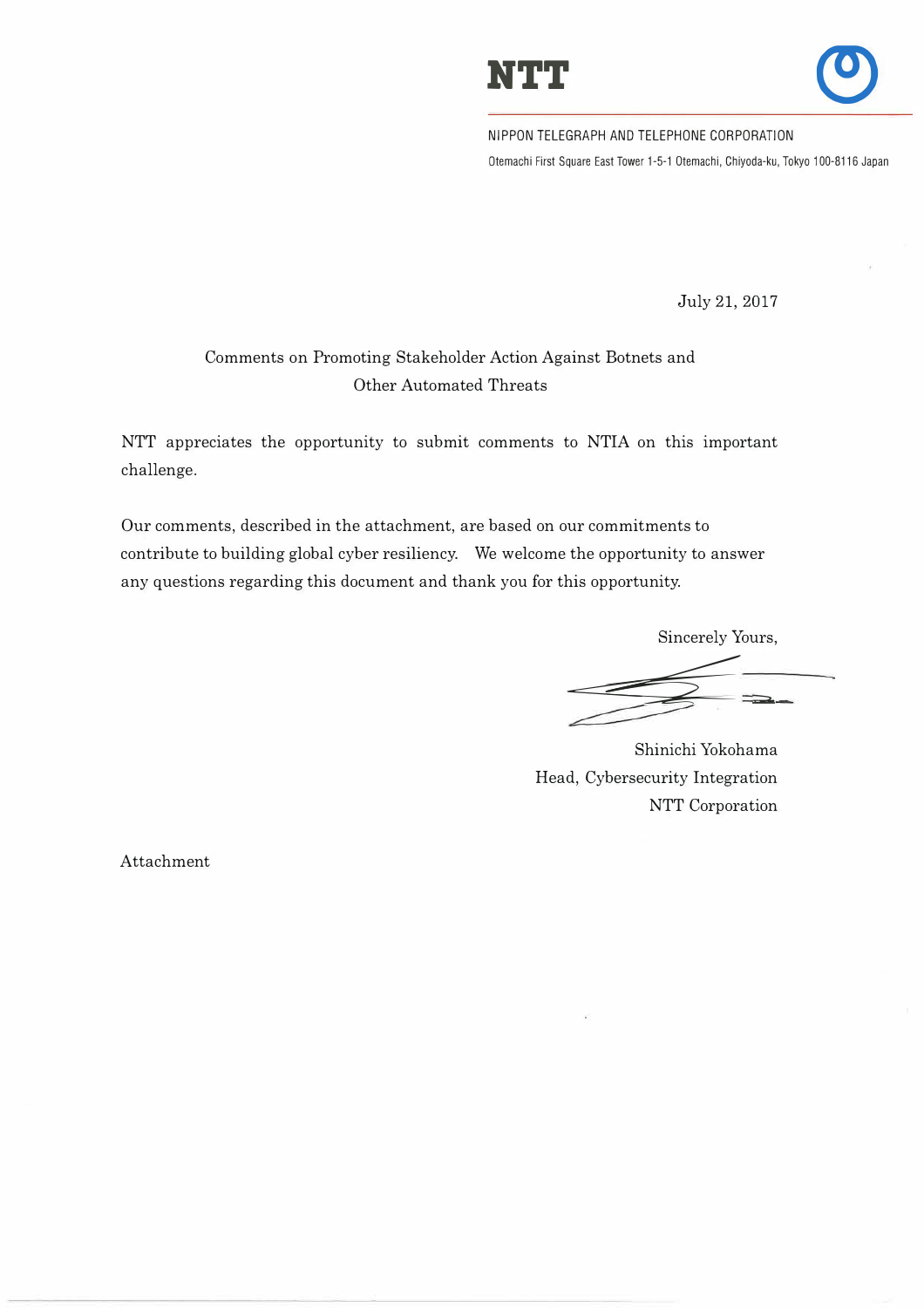**NTT**

NIPPON TELEGRAPH AND TELEPHONE CORPORATION

Otemachi First Square East Tower 1-5-1 Otemachi, Chiyoda-ku, Tokyo 100-8116 Japan

July 21, 2017

Comments on Promoting Stakeholder Action Against Botnets and Other Automated Threats

NTT appreciates the opportunity to submit comments to NTIA on this important challenge.

Our comments, described in the attachment, are based on our commitments to contribute to building global cyber resiliency. We welcome the opportunity to answer any questions regarding this document and thank you for this opportunity.

Sincerely Yours,

Shinichi Yokohama
Head, Cybersecurity Integration
NTT Corporation

Attachment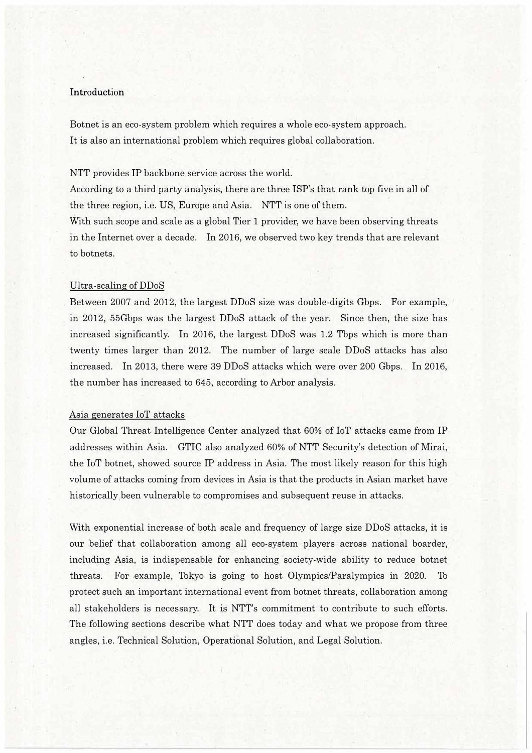## Introduction

Botnet is an eco-system problem which requires a whole eco-system approach.
It is also an international problem which requires global collaboration.

NTT provides IP backbone service across the world.
According to a third party analysis, there are three ISP's that rank top five in all of the three region, i.e. US, Europe and Asia. NTT is one of them.
With such scope and scale as a global Tier 1 provider, we have been observing threats in the Internet over a decade. In 2016, we observed two key trends that are relevant to botnets.

### Ultra-scaling of DDoS

Between 2007 and 2012, the largest DDoS size was double-digits Gbps. For example, in 2012, 55Gbps was the largest DDoS attack of the year. Since then, the size has increased significantly. In 2016, the largest DDoS was 1.2 Tbps which is more than twenty times larger than 2012. The number of large scale DDoS attacks has also increased. In 2013, there were 39 DDoS attacks which were over 200 Gbps. In 2016, the number has increased to 645, according to Arbor analysis.

### Asia generates IoT attacks

Our Global Threat Intelligence Center analyzed that 60% of IoT attacks came from IP addresses within Asia. GTIC also analyzed 60% of NTT Security's detection of Mirai, the IoT botnet, showed source IP address in Asia. The most likely reason for this high volume of attacks coming from devices in Asia is that the products in Asian market have historically been vulnerable to compromises and subsequent reuse in attacks.

With exponential increase of both scale and frequency of large size DDoS attacks, it is our belief that collaboration among all eco-system players across national boarder, including Asia, is indispensable for enhancing society-wide ability to reduce botnet threats. For example, Tokyo is going to host Olympics/Paralympics in 2020. To protect such an important international event from botnet threats, collaboration among all stakeholders is necessary. It is NTT's commitment to contribute to such efforts. The following sections describe what NTT does today and what we propose from three angles, i.e. Technical Solution, Operational Solution, and Legal Solution.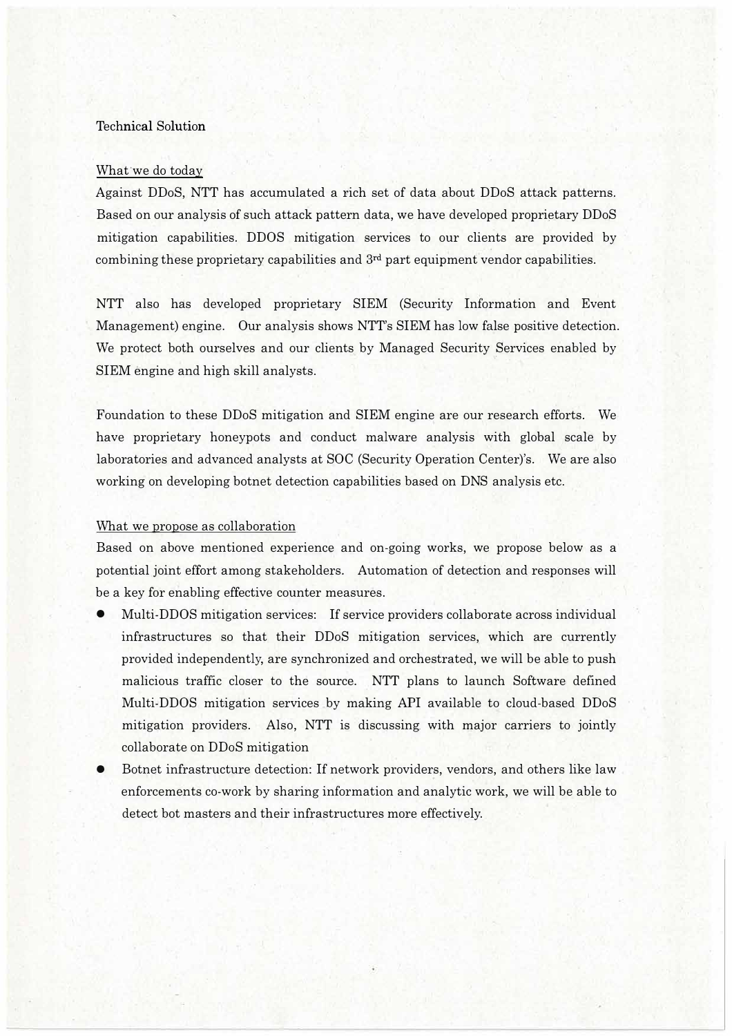## Technical Solution

### What we do today

Against DDoS, NTT has accumulated a rich set of data about DDoS attack patterns. Based on our analysis of such attack pattern data, we have developed proprietary DDoS mitigation capabilities. DDOS mitigation services to our clients are provided by combining these proprietary capabilities and 3rd part equipment vendor capabilities.

NTT also has developed proprietary SIEM (Security Information and Event Management) engine. Our analysis shows NTT's SIEM has low false positive detection. We protect both ourselves and our clients by Managed Security Services enabled by SIEM engine and high skill analysts.

Foundation to these DDoS mitigation and SIEM engine are our research efforts. We have proprietary honeypots and conduct malware analysis with global scale by laboratories and advanced analysts at SOC (Security Operation Center)'s. We are also working on developing botnet detection capabilities based on DNS analysis etc.

### What we propose as collaboration

Based on above mentioned experience and on-going works, we propose below as a potential joint effort among stakeholders. Automation of detection and responses will be a key for enabling effective counter measures.

- Multi-DDOS mitigation services: If service providers collaborate across individual infrastructures so that their DDoS mitigation services, which are currently provided independently, are synchronized and orchestrated, we will be able to push malicious traffic closer to the source. NTT plans to launch Software defined Multi-DDOS mitigation services by making API available to cloud-based DDoS mitigation providers. Also, NTT is discussing with major carriers to jointly collaborate on DDoS mitigation
- Botnet infrastructure detection: If network providers, vendors, and others like law enforcements co-work by sharing information and analytic work, we will be able to detect bot masters and their infrastructures more effectively.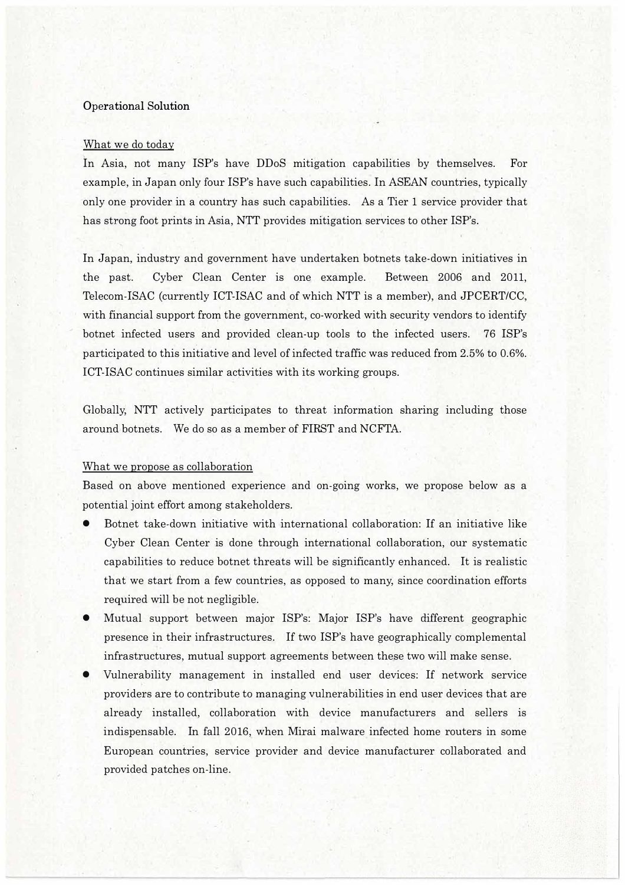## Operational Solution

### What we do today

In Asia, not many ISP's have DDoS mitigation capabilities by themselves. For example, in Japan only four ISP's have such capabilities. In ASEAN countries, typically only one provider in a country has such capabilities. As a Tier 1 service provider that has strong foot prints in Asia, NTT provides mitigation services to other ISP's.

In Japan, industry and government have undertaken botnets take-down initiatives in the past. Cyber Clean Center is one example. Between 2006 and 2011, Telecom-ISAC (currently ICT-ISAC and of which NTT is a member), and JPCERT/CC, with financial support from the government, co-worked with security vendors to identify botnet infected users and provided clean-up tools to the infected users. 76 ISP's participated to this initiative and level of infected traffic was reduced from 2.5% to 0.6%. ICT-ISAC continues similar activities with its working groups.

Globally, NTT actively participates to threat information sharing including those around botnets. We do so as a member of FIRST and NCFTA.

### What we propose as collaboration

Based on above mentioned experience and on-going works, we propose below as a potential joint effort among stakeholders.

- Botnet take-down initiative with international collaboration: If an initiative like Cyber Clean Center is done through international collaboration, our systematic capabilities to reduce botnet threats will be significantly enhanced. It is realistic that we start from a few countries, as opposed to many, since coordination efforts required will be not negligible.
- Mutual support between major ISP's: Major ISP's have different geographic presence in their infrastructures. If two ISP's have geographically complemental infrastructures, mutual support agreements between these two will make sense.
- Vulnerability management in installed end user devices: If network service providers are to contribute to managing vulnerabilities in end user devices that are already installed, collaboration with device manufacturers and sellers is indispensable. In fall 2016, when Mirai malware infected home routers in some European countries, service provider and device manufacturer collaborated and provided patches on-line.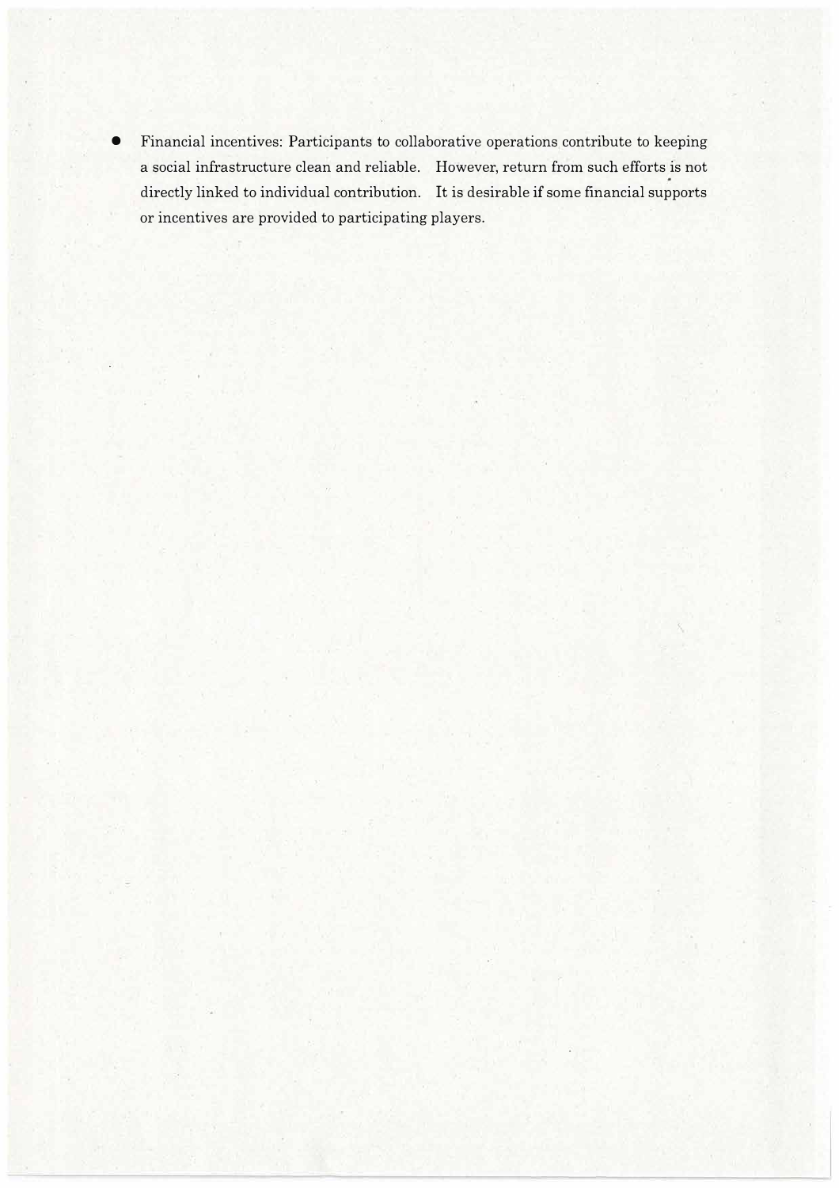- Financial incentives: Participants to collaborative operations contribute to keeping a social infrastructure clean and reliable. However, return from such efforts is not directly linked to individual contribution. It is desirable if some financial supports or incentives are provided to participating players.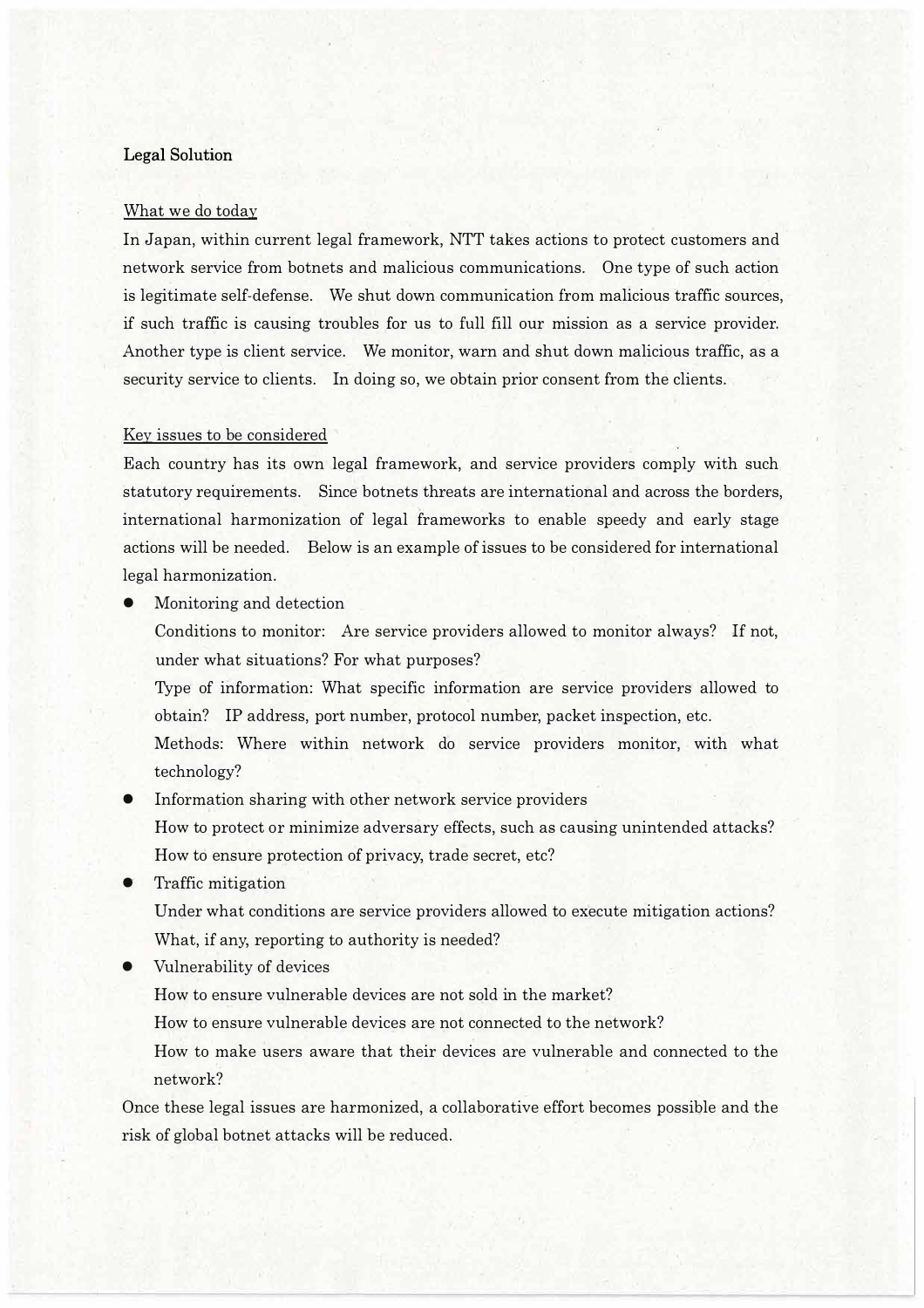**Legal Solution**

<u>What we do today</u>

In Japan, within current legal framework, NTT takes actions to protect customers and network service from botnets and malicious communications. One type of such action is legitimate self-defense. We shut down communication from malicious traffic sources, if such traffic is causing troubles for us to full fill our mission as a service provider. Another type is client service. We monitor, warn and shut down malicious traffic, as a security service to clients. In doing so, we obtain prior consent from the clients.

<u>Key issues to be considered</u>

Each country has its own legal framework, and service providers comply with such statutory requirements. Since botnets threats are international and across the borders, international harmonization of legal frameworks to enable speedy and early stage actions will be needed. Below is an example of issues to be considered for international legal harmonization.

- Monitoring and detection
  Conditions to monitor: Are service providers allowed to monitor always? If not, under what situations? For what purposes?
  Type of information: What specific information are service providers allowed to obtain? IP address, port number, protocol number, packet inspection, etc.
  Methods: Where within network do service providers monitor, with what technology?
- Information sharing with other network service providers
  How to protect or minimize adversary effects, such as causing unintended attacks?
  How to ensure protection of privacy, trade secret, etc?
- Traffic mitigation
  Under what conditions are service providers allowed to execute mitigation actions?
  What, if any, reporting to authority is needed?
- Vulnerability of devices
  How to ensure vulnerable devices are not sold in the market?
  How to ensure vulnerable devices are not connected to the network?
  How to make users aware that their devices are vulnerable and connected to the network?

Once these legal issues are harmonized, a collaborative effort becomes possible and the risk of global botnet attacks will be reduced.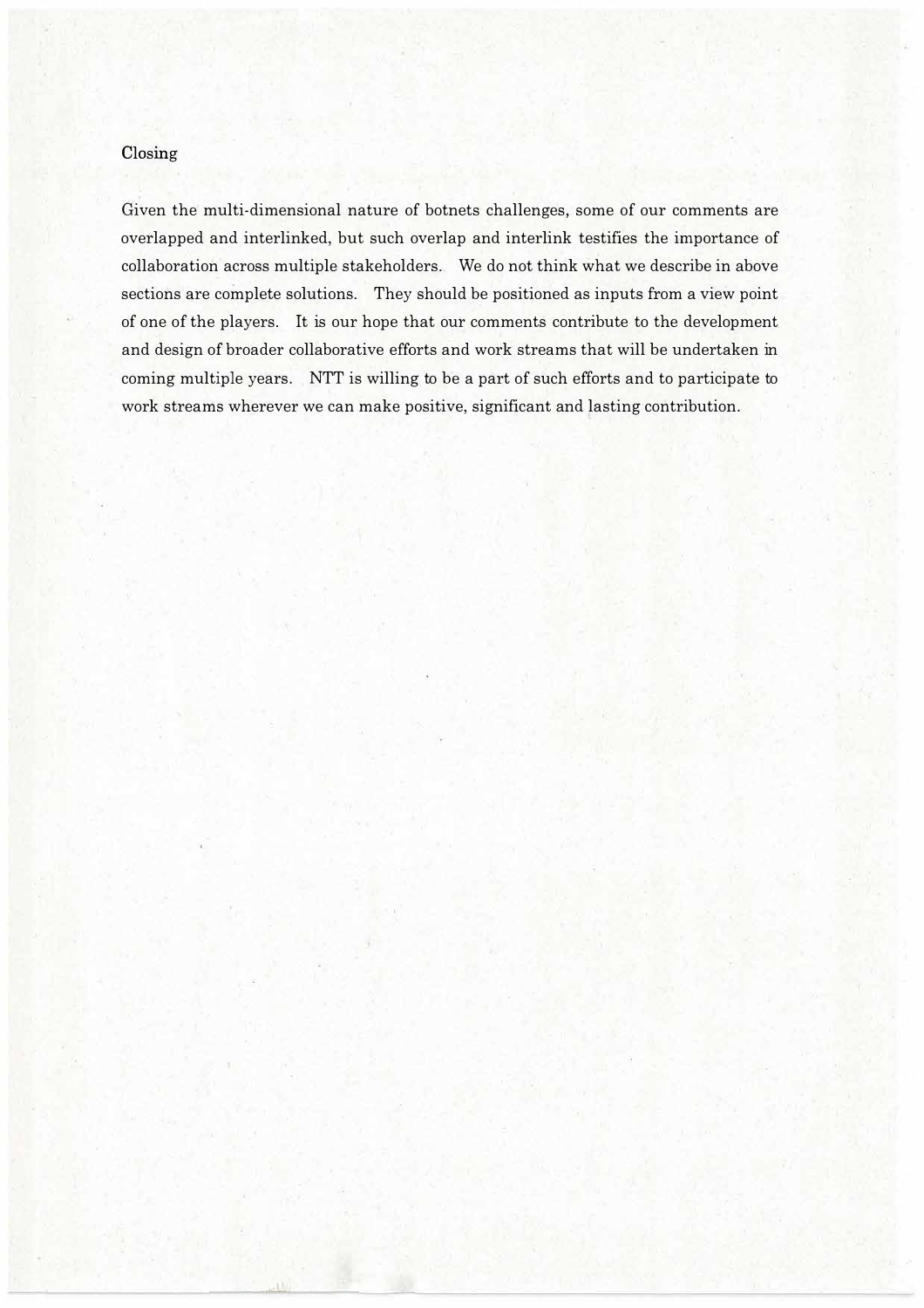## Closing

Given the multi-dimensional nature of botnets challenges, some of our comments are overlapped and interlinked, but such overlap and interlink testifies the importance of collaboration across multiple stakeholders. We do not think what we describe in above sections are complete solutions. They should be positioned as inputs from a view point of one of the players. It is our hope that our comments contribute to the development and design of broader collaborative efforts and work streams that will be undertaken in coming multiple years. NTT is willing to be a part of such efforts and to participate to work streams wherever we can make positive, significant and lasting contribution.